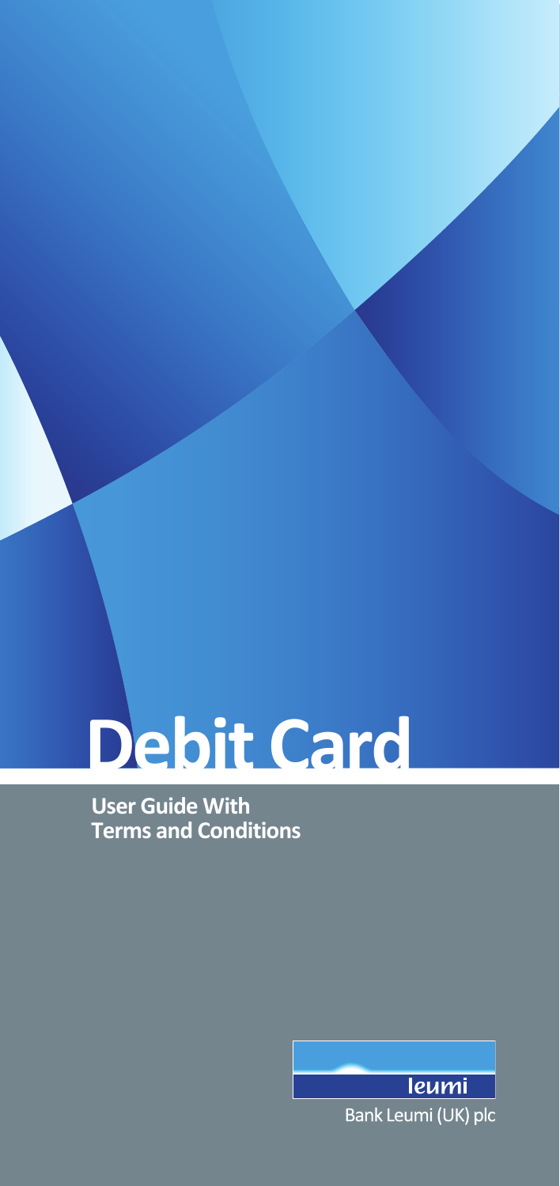# Debit Card

**User Guide With Terms and Conditions**

leumi

Bank Leumi (UK) plc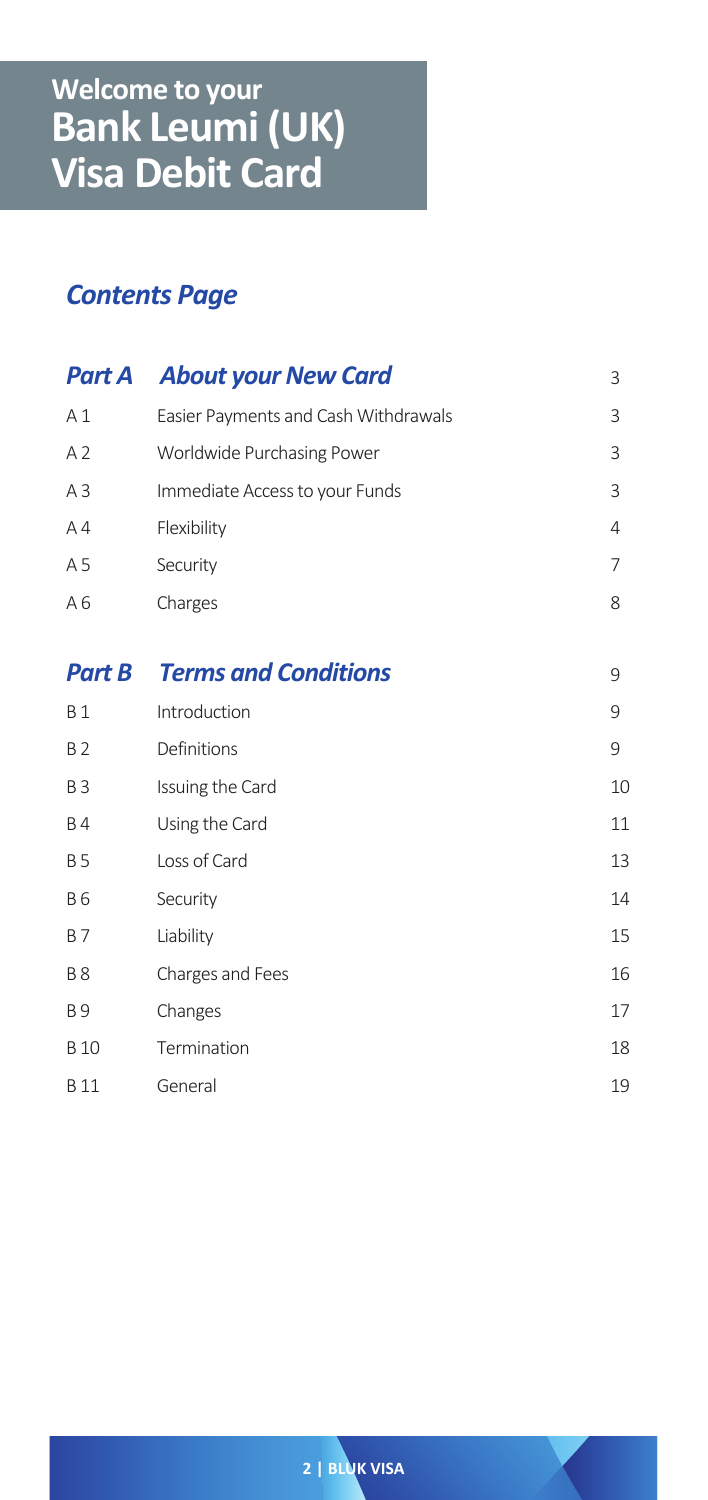# Welcome to your Bank Leumi (UK) Visa Debit Card

## *Contents Page*

| | | |
|---|---|---|
| ***Part A*** | ***About your New Card*** | 3 |
| A 1 | Easier Payments and Cash Withdrawals | 3 |
| A 2 | Worldwide Purchasing Power | 3 |
| A 3 | Immediate Access to your Funds | 3 |
| A 4 | Flexibility | 4 |
| A 5 | Security | 7 |
| A 6 | Charges | 8 |
| ***Part B*** | ***Terms and Conditions*** | 9 |
| B 1 | Introduction | 9 |
| B 2 | Definitions | 9 |
| B 3 | Issuing the Card | 10 |
| B 4 | Using the Card | 11 |
| B 5 | Loss of Card | 13 |
| B 6 | Security | 14 |
| B 7 | Liability | 15 |
| B 8 | Charges and Fees | 16 |
| B 9 | Changes | 17 |
| B 10 | Termination | 18 |
| B 11 | General | 19 |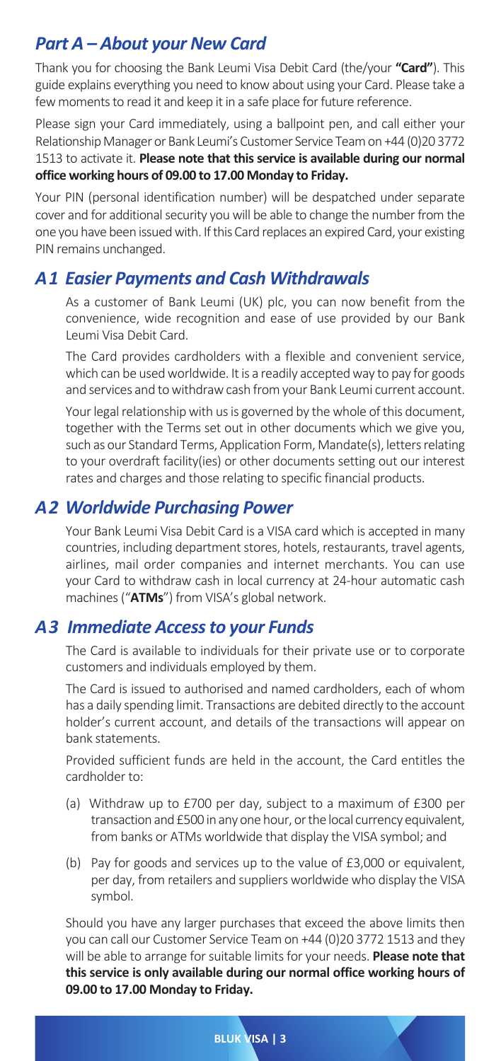## *Part A – About your New Card*

Thank you for choosing the Bank Leumi Visa Debit Card (the/your **"Card"**). This guide explains everything you need to know about using your Card. Please take a few moments to read it and keep it in a safe place for future reference.

Please sign your Card immediately, using a ballpoint pen, and call either your Relationship Manager or Bank Leumi's Customer Service Team on +44 (0)20 3772 1513 to activate it. **Please note that this service is available during our normal office working hours of 09.00 to 17.00 Monday to Friday.**

Your PIN (personal identification number) will be despatched under separate cover and for additional security you will be able to change the number from the one you have been issued with. If this Card replaces an expired Card, your existing PIN remains unchanged.

## *A1 Easier Payments and Cash Withdrawals*

As a customer of Bank Leumi (UK) plc, you can now benefit from the convenience, wide recognition and ease of use provided by our Bank Leumi Visa Debit Card.

The Card provides cardholders with a flexible and convenient service, which can be used worldwide. It is a readily accepted way to pay for goods and services and to withdraw cash from your Bank Leumi current account.

Your legal relationship with us is governed by the whole of this document, together with the Terms set out in other documents which we give you, such as our Standard Terms, Application Form, Mandate(s), letters relating to your overdraft facility(ies) or other documents setting out our interest rates and charges and those relating to specific financial products.

## *A2 Worldwide Purchasing Power*

Your Bank Leumi Visa Debit Card is a VISA card which is accepted in many countries, including department stores, hotels, restaurants, travel agents, airlines, mail order companies and internet merchants. You can use your Card to withdraw cash in local currency at 24-hour automatic cash machines ("**ATMs**") from VISA's global network.

## *A3 Immediate Access to your Funds*

The Card is available to individuals for their private use or to corporate customers and individuals employed by them.

The Card is issued to authorised and named cardholders, each of whom has a daily spending limit. Transactions are debited directly to the account holder's current account, and details of the transactions will appear on bank statements.

Provided sufficient funds are held in the account, the Card entitles the cardholder to:

(a) Withdraw up to £700 per day, subject to a maximum of £300 per transaction and £500 in any one hour, or the local currency equivalent, from banks or ATMs worldwide that display the VISA symbol; and

(b) Pay for goods and services up to the value of £3,000 or equivalent, per day, from retailers and suppliers worldwide who display the VISA symbol.

Should you have any larger purchases that exceed the above limits then you can call our Customer Service Team on +44 (0)20 3772 1513 and they will be able to arrange for suitable limits for your needs. **Please note that this service is only available during our normal office working hours of 09.00 to 17.00 Monday to Friday.**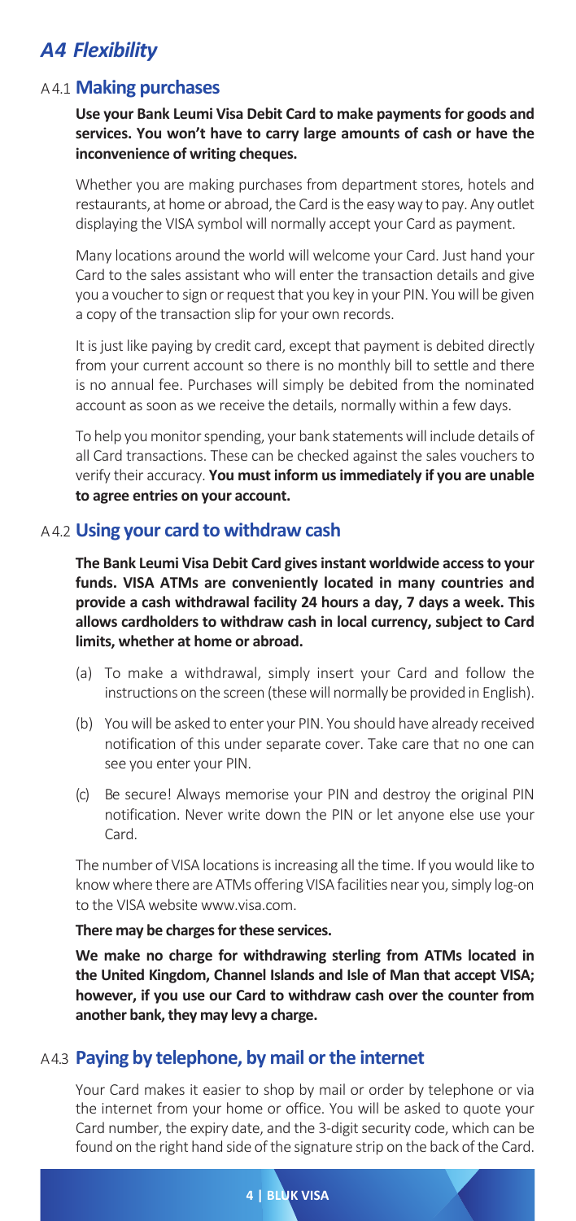## *A4 Flexibility*

### A4.1 Making purchases

**Use your Bank Leumi Visa Debit Card to make payments for goods and services. You won't have to carry large amounts of cash or have the inconvenience of writing cheques.**

Whether you are making purchases from department stores, hotels and restaurants, at home or abroad, the Card is the easy way to pay. Any outlet displaying the VISA symbol will normally accept your Card as payment.

Many locations around the world will welcome your Card. Just hand your Card to the sales assistant who will enter the transaction details and give you a voucher to sign or request that you key in your PIN. You will be given a copy of the transaction slip for your own records.

It is just like paying by credit card, except that payment is debited directly from your current account so there is no monthly bill to settle and there is no annual fee. Purchases will simply be debited from the nominated account as soon as we receive the details, normally within a few days.

To help you monitor spending, your bank statements will include details of all Card transactions. These can be checked against the sales vouchers to verify their accuracy. **You must inform us immediately if you are unable to agree entries on your account.**

### A4.2 Using your card to withdraw cash

**The Bank Leumi Visa Debit Card gives instant worldwide access to your funds. VISA ATMs are conveniently located in many countries and provide a cash withdrawal facility 24 hours a day, 7 days a week. This allows cardholders to withdraw cash in local currency, subject to Card limits, whether at home or abroad.**

(a) To make a withdrawal, simply insert your Card and follow the instructions on the screen (these will normally be provided in English).

(b) You will be asked to enter your PIN. You should have already received notification of this under separate cover. Take care that no one can see you enter your PIN.

(c) Be secure! Always memorise your PIN and destroy the original PIN notification. Never write down the PIN or let anyone else use your Card.

The number of VISA locations is increasing all the time. If you would like to know where there are ATMs offering VISA facilities near you, simply log-on to the VISA website www.visa.com.

**There may be charges for these services.**

**We make no charge for withdrawing sterling from ATMs located in the United Kingdom, Channel Islands and Isle of Man that accept VISA; however, if you use our Card to withdraw cash over the counter from another bank, they may levy a charge.**

### A4.3 Paying by telephone, by mail or the internet

Your Card makes it easier to shop by mail or order by telephone or via the internet from your home or office. You will be asked to quote your Card number, the expiry date, and the 3-digit security code, which can be found on the right hand side of the signature strip on the back of the Card.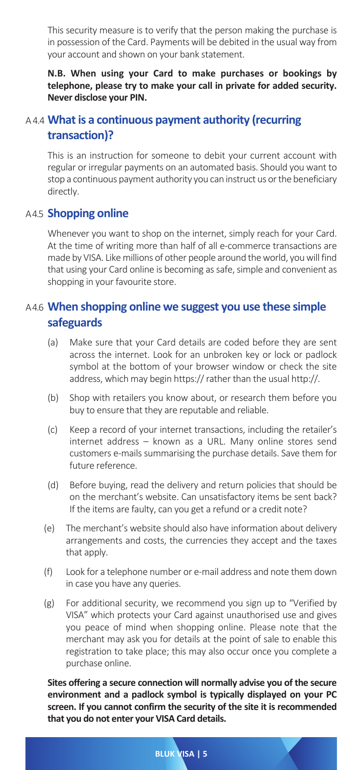This security measure is to verify that the person making the purchase is in possession of the Card. Payments will be debited in the usual way from your account and shown on your bank statement.

**N.B. When using your Card to make purchases or bookings by telephone, please try to make your call in private for added security. Never disclose your PIN.**

## A4.4 What is a continuous payment authority (recurring transaction)?

This is an instruction for someone to debit your current account with regular or irregular payments on an automated basis. Should you want to stop a continuous payment authority you can instruct us or the beneficiary directly.

## A4.5 Shopping online

Whenever you want to shop on the internet, simply reach for your Card. At the time of writing more than half of all e-commerce transactions are made by VISA. Like millions of other people around the world, you will find that using your Card online is becoming as safe, simple and convenient as shopping in your favourite store.

## A4.6 When shopping online we suggest you use these simple safeguards

(a) Make sure that your Card details are coded before they are sent across the internet. Look for an unbroken key or lock or padlock symbol at the bottom of your browser window or check the site address, which may begin https:// rather than the usual http://.

(b) Shop with retailers you know about, or research them before you buy to ensure that they are reputable and reliable.

(c) Keep a record of your internet transactions, including the retailer's internet address – known as a URL. Many online stores send customers e-mails summarising the purchase details. Save them for future reference.

(d) Before buying, read the delivery and return policies that should be on the merchant's website. Can unsatisfactory items be sent back? If the items are faulty, can you get a refund or a credit note?

(e) The merchant's website should also have information about delivery arrangements and costs, the currencies they accept and the taxes that apply.

(f) Look for a telephone number or e-mail address and note them down in case you have any queries.

(g) For additional security, we recommend you sign up to "Verified by VISA" which protects your Card against unauthorised use and gives you peace of mind when shopping online. Please note that the merchant may ask you for details at the point of sale to enable this registration to take place; this may also occur once you complete a purchase online.

**Sites offering a secure connection will normally advise you of the secure environment and a padlock symbol is typically displayed on your PC screen. If you cannot confirm the security of the site it is recommended that you do not enter your VISA Card details.**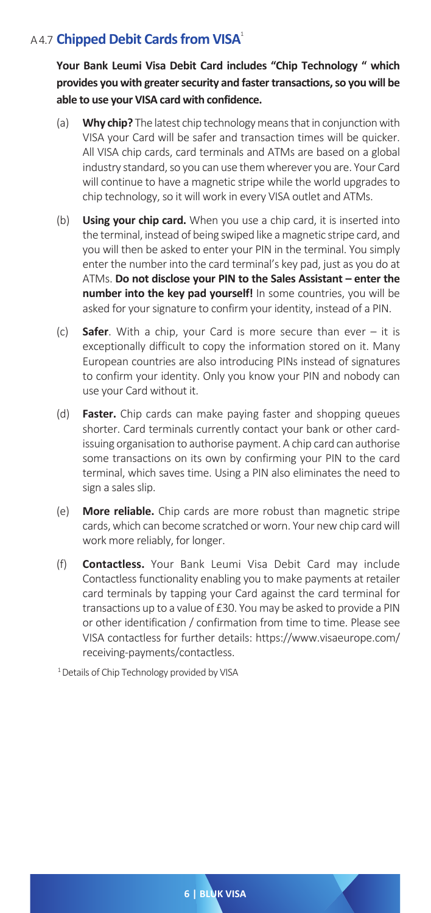## A4.7 **Chipped Debit Cards from VISA**[1]

**Your Bank Leumi Visa Debit Card includes "Chip Technology " which provides you with greater security and faster transactions, so you will be able to use your VISA card with confidence.**

(a) **Why chip?** The latest chip technology means that in conjunction with VISA your Card will be safer and transaction times will be quicker. All VISA chip cards, card terminals and ATMs are based on a global industry standard, so you can use them wherever you are. Your Card will continue to have a magnetic stripe while the world upgrades to chip technology, so it will work in every VISA outlet and ATMs.

(b) **Using your chip card.** When you use a chip card, it is inserted into the terminal, instead of being swiped like a magnetic stripe card, and you will then be asked to enter your PIN in the terminal. You simply enter the number into the card terminal's key pad, just as you do at ATMs. **Do not disclose your PIN to the Sales Assistant – enter the number into the key pad yourself!** In some countries, you will be asked for your signature to confirm your identity, instead of a PIN.

(c) **Safer**. With a chip, your Card is more secure than ever – it is exceptionally difficult to copy the information stored on it. Many European countries are also introducing PINs instead of signatures to confirm your identity. Only you know your PIN and nobody can use your Card without it.

(d) **Faster.** Chip cards can make paying faster and shopping queues shorter. Card terminals currently contact your bank or other card-issuing organisation to authorise payment. A chip card can authorise some transactions on its own by confirming your PIN to the card terminal, which saves time. Using a PIN also eliminates the need to sign a sales slip.

(e) **More reliable.** Chip cards are more robust than magnetic stripe cards, which can become scratched or worn. Your new chip card will work more reliably, for longer.

(f) **Contactless.** Your Bank Leumi Visa Debit Card may include Contactless functionality enabling you to make payments at retailer card terminals by tapping your Card against the card terminal for transactions up to a value of £30. You may be asked to provide a PIN or other identification / confirmation from time to time. Please see VISA contactless for further details: https://www.visaeurope.com/receiving-payments/contactless.

[1] Details of Chip Technology provided by VISA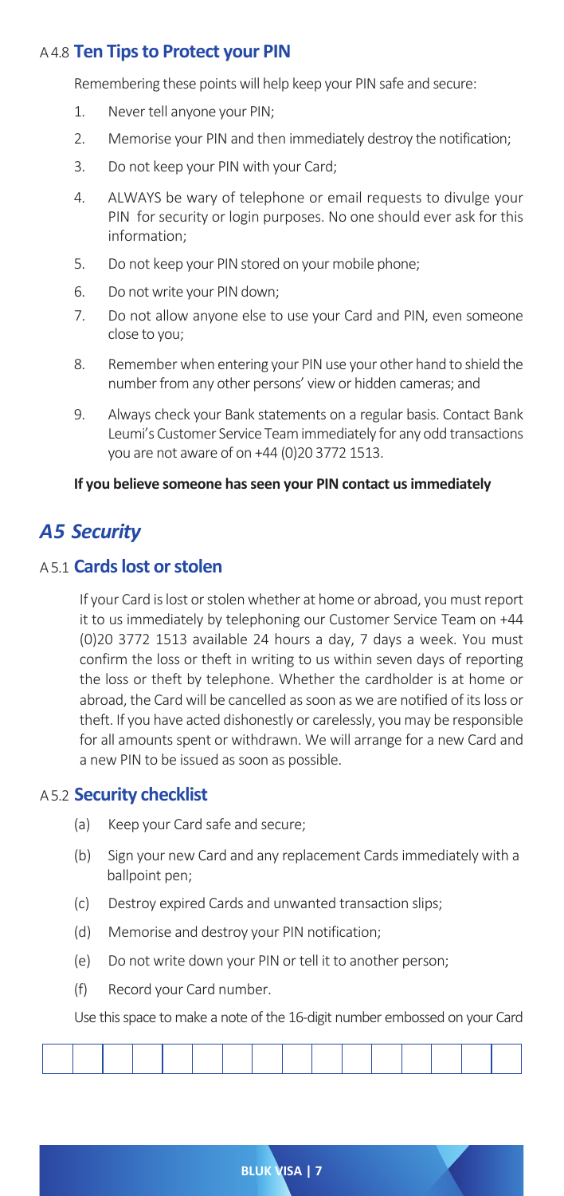### A4.8 Ten Tips to Protect your PIN

Remembering these points will help keep your PIN safe and secure:

1. Never tell anyone your PIN;
2. Memorise your PIN and then immediately destroy the notification;
3. Do not keep your PIN with your Card;
4. ALWAYS be wary of telephone or email requests to divulge your PIN for security or login purposes. No one should ever ask for this information;
5. Do not keep your PIN stored on your mobile phone;
6. Do not write your PIN down;
7. Do not allow anyone else to use your Card and PIN, even someone close to you;
8. Remember when entering your PIN use your other hand to shield the number from any other persons' view or hidden cameras; and
9. Always check your Bank statements on a regular basis. Contact Bank Leumi's Customer Service Team immediately for any odd transactions you are not aware of on +44 (0)20 3772 1513.

**If you believe someone has seen your PIN contact us immediately**

## *A5 Security*

### A5.1 Cards lost or stolen

If your Card is lost or stolen whether at home or abroad, you must report it to us immediately by telephoning our Customer Service Team on +44 (0)20 3772 1513 available 24 hours a day, 7 days a week. You must confirm the loss or theft in writing to us within seven days of reporting the loss or theft by telephone. Whether the cardholder is at home or abroad, the Card will be cancelled as soon as we are notified of its loss or theft. If you have acted dishonestly or carelessly, you may be responsible for all amounts spent or withdrawn. We will arrange for a new Card and a new PIN to be issued as soon as possible.

### A5.2 Security checklist

(a) Keep your Card safe and secure;

(b) Sign your new Card and any replacement Cards immediately with a ballpoint pen;

(c) Destroy expired Cards and unwanted transaction slips;

(d) Memorise and destroy your PIN notification;

(e) Do not write down your PIN or tell it to another person;

(f) Record your Card number.

Use this space to make a note of the 16-digit number embossed on your Card

| | | | | | | | | | | | | | | | |
|---|---|---|---|---|---|---|---|---|---|---|---|---|---|---|---|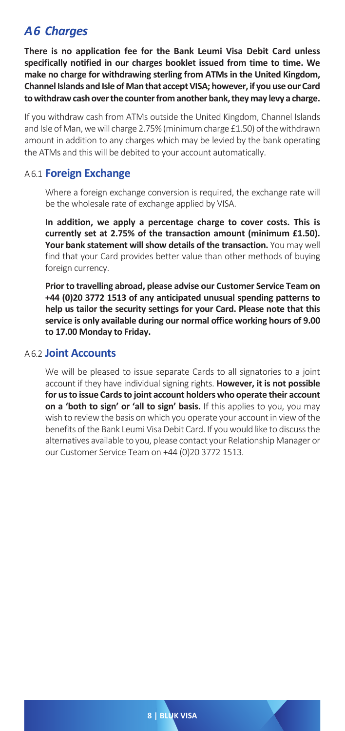## *A6 Charges*

**There is no application fee for the Bank Leumi Visa Debit Card unless specifically notified in our charges booklet issued from time to time. We make no charge for withdrawing sterling from ATMs in the United Kingdom, Channel Islands and Isle of Man that accept VISA; however, if you use our Card to withdraw cash over the counter from another bank, they may levy a charge.**

If you withdraw cash from ATMs outside the United Kingdom, Channel Islands and Isle of Man, we will charge 2.75% (minimum charge £1.50) of the withdrawn amount in addition to any charges which may be levied by the bank operating the ATMs and this will be debited to your account automatically.

### A6.1 Foreign Exchange

Where a foreign exchange conversion is required, the exchange rate will be the wholesale rate of exchange applied by VISA.

**In addition, we apply a percentage charge to cover costs. This is currently set at 2.75% of the transaction amount (minimum £1.50). Your bank statement will show details of the transaction.** You may well find that your Card provides better value than other methods of buying foreign currency.

**Prior to travelling abroad, please advise our Customer Service Team on +44 (0)20 3772 1513 of any anticipated unusual spending patterns to help us tailor the security settings for your Card. Please note that this service is only available during our normal office working hours of 9.00 to 17.00 Monday to Friday.**

### A6.2 Joint Accounts

We will be pleased to issue separate Cards to all signatories to a joint account if they have individual signing rights. **However, it is not possible for us to issue Cards to joint account holders who operate their account on a 'both to sign' or 'all to sign' basis.** If this applies to you, you may wish to review the basis on which you operate your account in view of the benefits of the Bank Leumi Visa Debit Card. If you would like to discuss the alternatives available to you, please contact your Relationship Manager or our Customer Service Team on +44 (0)20 3772 1513.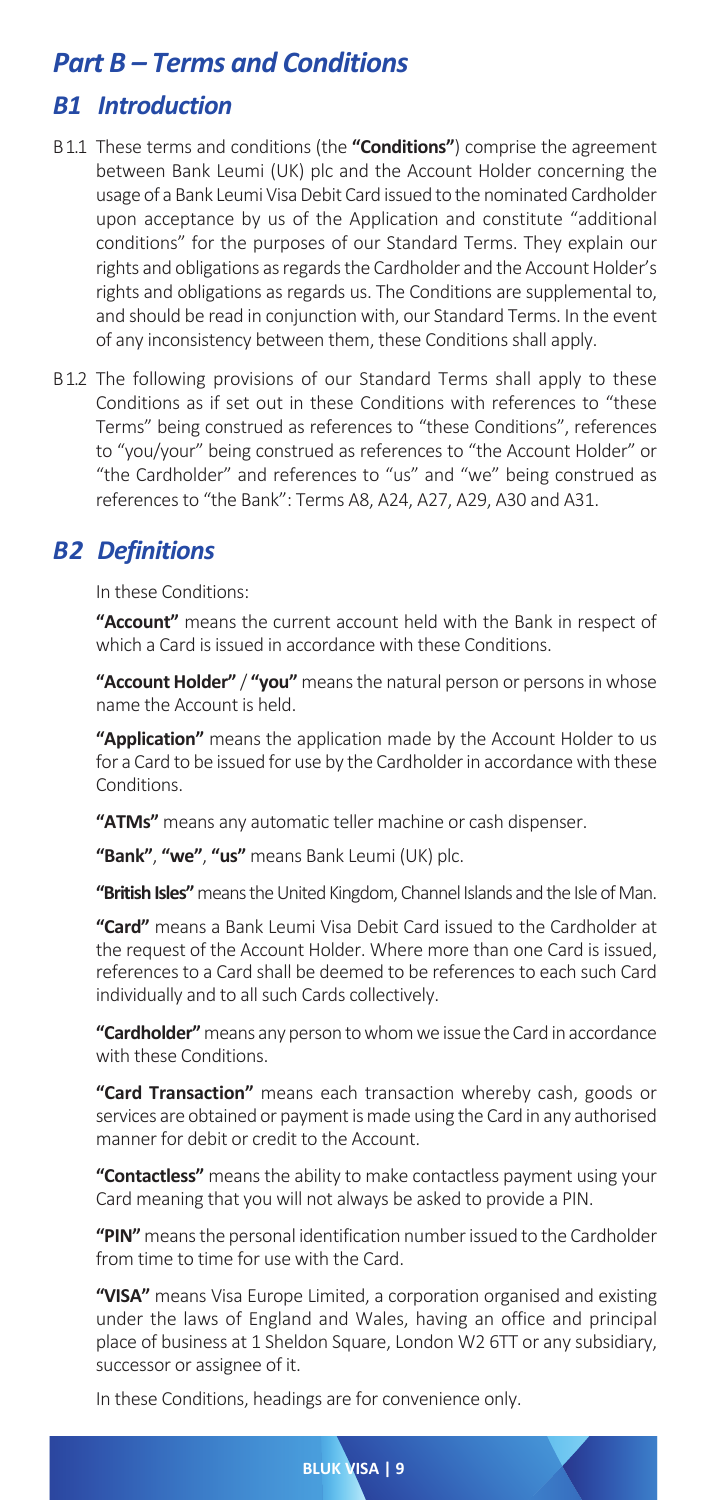# *Part B – Terms and Conditions*

## *B1 Introduction*

B1.1 These terms and conditions (the **"Conditions"**) comprise the agreement between Bank Leumi (UK) plc and the Account Holder concerning the usage of a Bank Leumi Visa Debit Card issued to the nominated Cardholder upon acceptance by us of the Application and constitute "additional conditions" for the purposes of our Standard Terms. They explain our rights and obligations as regards the Cardholder and the Account Holder's rights and obligations as regards us. The Conditions are supplemental to, and should be read in conjunction with, our Standard Terms. In the event of any inconsistency between them, these Conditions shall apply.

B1.2 The following provisions of our Standard Terms shall apply to these Conditions as if set out in these Conditions with references to "these Terms" being construed as references to "these Conditions", references to "you/your" being construed as references to "the Account Holder" or "the Cardholder" and references to "us" and "we" being construed as references to "the Bank": Terms A8, A24, A27, A29, A30 and A31.

## *B2 Definitions*

In these Conditions:

**"Account"** means the current account held with the Bank in respect of which a Card is issued in accordance with these Conditions.

**"Account Holder"** / **"you"** means the natural person or persons in whose name the Account is held.

**"Application"** means the application made by the Account Holder to us for a Card to be issued for use by the Cardholder in accordance with these Conditions.

**"ATMs"** means any automatic teller machine or cash dispenser.

**"Bank"**, **"we"**, **"us"** means Bank Leumi (UK) plc.

**"British Isles"** means the United Kingdom, Channel Islands and the Isle of Man.

**"Card"** means a Bank Leumi Visa Debit Card issued to the Cardholder at the request of the Account Holder. Where more than one Card is issued, references to a Card shall be deemed to be references to each such Card individually and to all such Cards collectively.

**"Cardholder"** means any person to whom we issue the Card in accordance with these Conditions.

**"Card Transaction"** means each transaction whereby cash, goods or services are obtained or payment is made using the Card in any authorised manner for debit or credit to the Account.

**"Contactless"** means the ability to make contactless payment using your Card meaning that you will not always be asked to provide a PIN.

**"PIN"** means the personal identification number issued to the Cardholder from time to time for use with the Card.

**"VISA"** means Visa Europe Limited, a corporation organised and existing under the laws of England and Wales, having an office and principal place of business at 1 Sheldon Square, London W2 6TT or any subsidiary, successor or assignee of it.

In these Conditions, headings are for convenience only.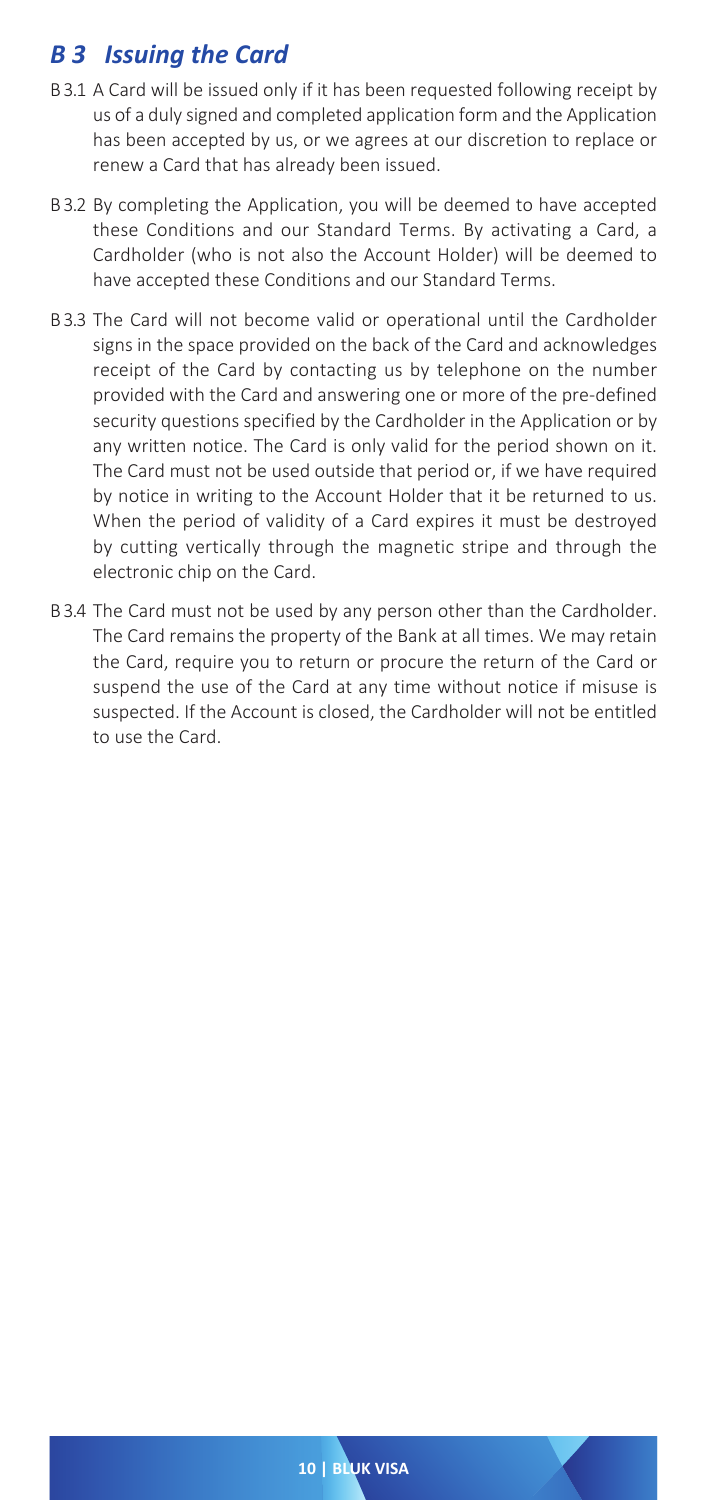## *B 3 Issuing the Card*

B 3.1 A Card will be issued only if it has been requested following receipt by us of a duly signed and completed application form and the Application has been accepted by us, or we agrees at our discretion to replace or renew a Card that has already been issued.

B 3.2 By completing the Application, you will be deemed to have accepted these Conditions and our Standard Terms. By activating a Card, a Cardholder (who is not also the Account Holder) will be deemed to have accepted these Conditions and our Standard Terms.

B 3.3 The Card will not become valid or operational until the Cardholder signs in the space provided on the back of the Card and acknowledges receipt of the Card by contacting us by telephone on the number provided with the Card and answering one or more of the pre-defined security questions specified by the Cardholder in the Application or by any written notice. The Card is only valid for the period shown on it. The Card must not be used outside that period or, if we have required by notice in writing to the Account Holder that it be returned to us. When the period of validity of a Card expires it must be destroyed by cutting vertically through the magnetic stripe and through the electronic chip on the Card.

B 3.4 The Card must not be used by any person other than the Cardholder. The Card remains the property of the Bank at all times. We may retain the Card, require you to return or procure the return of the Card or suspend the use of the Card at any time without notice if misuse is suspected. If the Account is closed, the Cardholder will not be entitled to use the Card.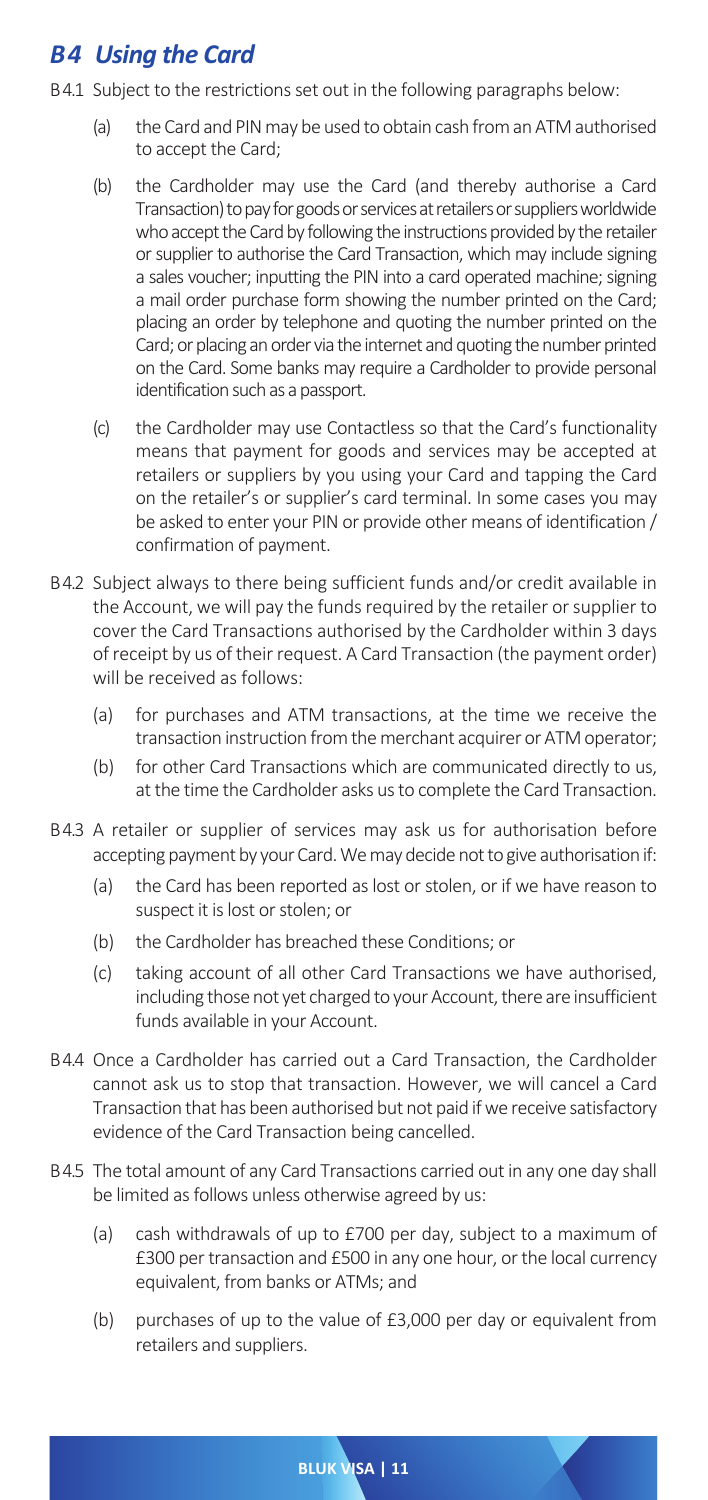## *B4 Using the Card*

B4.1 Subject to the restrictions set out in the following paragraphs below:

(a) the Card and PIN may be used to obtain cash from an ATM authorised to accept the Card;

(b) the Cardholder may use the Card (and thereby authorise a Card Transaction) to pay for goods or services at retailers or suppliers worldwide who accept the Card by following the instructions provided by the retailer or supplier to authorise the Card Transaction, which may include signing a sales voucher; inputting the PIN into a card operated machine; signing a mail order purchase form showing the number printed on the Card; placing an order by telephone and quoting the number printed on the Card; or placing an order via the internet and quoting the number printed on the Card. Some banks may require a Cardholder to provide personal identification such as a passport.

(c) the Cardholder may use Contactless so that the Card's functionality means that payment for goods and services may be accepted at retailers or suppliers by you using your Card and tapping the Card on the retailer's or supplier's card terminal. In some cases you may be asked to enter your PIN or provide other means of identification / confirmation of payment.

B4.2 Subject always to there being sufficient funds and/or credit available in the Account, we will pay the funds required by the retailer or supplier to cover the Card Transactions authorised by the Cardholder within 3 days of receipt by us of their request. A Card Transaction (the payment order) will be received as follows:

(a) for purchases and ATM transactions, at the time we receive the transaction instruction from the merchant acquirer or ATM operator;

(b) for other Card Transactions which are communicated directly to us, at the time the Cardholder asks us to complete the Card Transaction.

B4.3 A retailer or supplier of services may ask us for authorisation before accepting payment by your Card. We may decide not to give authorisation if:

(a) the Card has been reported as lost or stolen, or if we have reason to suspect it is lost or stolen; or

(b) the Cardholder has breached these Conditions; or

(c) taking account of all other Card Transactions we have authorised, including those not yet charged to your Account, there are insufficient funds available in your Account.

B4.4 Once a Cardholder has carried out a Card Transaction, the Cardholder cannot ask us to stop that transaction. However, we will cancel a Card Transaction that has been authorised but not paid if we receive satisfactory evidence of the Card Transaction being cancelled.

B4.5 The total amount of any Card Transactions carried out in any one day shall be limited as follows unless otherwise agreed by us:

(a) cash withdrawals of up to £700 per day, subject to a maximum of £300 per transaction and £500 in any one hour, or the local currency equivalent, from banks or ATMs; and

(b) purchases of up to the value of £3,000 per day or equivalent from retailers and suppliers.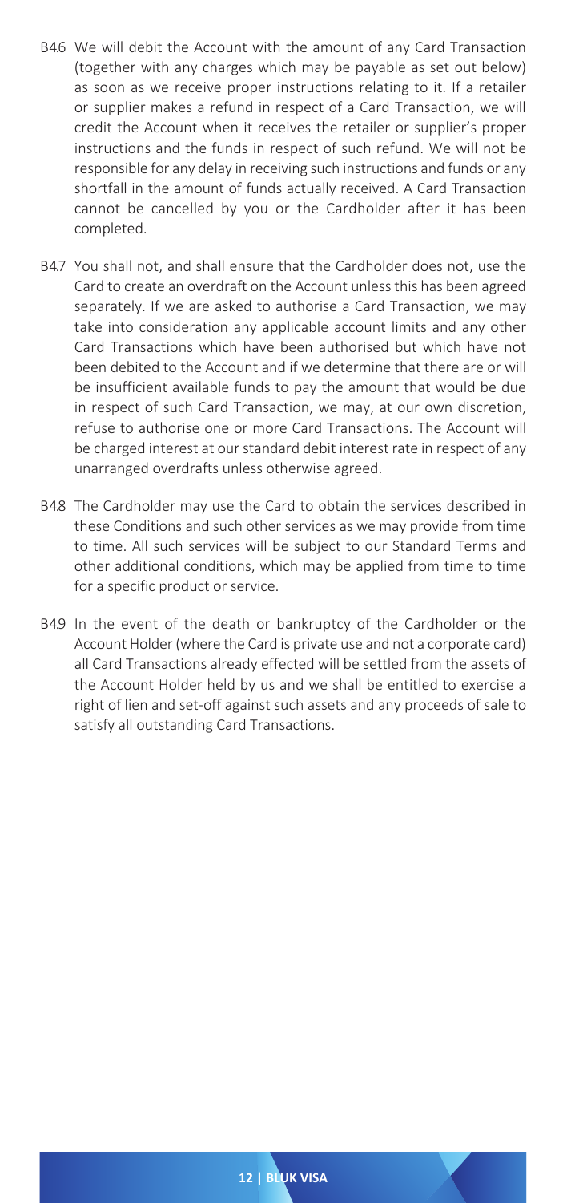B4.6 We will debit the Account with the amount of any Card Transaction (together with any charges which may be payable as set out below) as soon as we receive proper instructions relating to it. If a retailer or supplier makes a refund in respect of a Card Transaction, we will credit the Account when it receives the retailer or supplier's proper instructions and the funds in respect of such refund. We will not be responsible for any delay in receiving such instructions and funds or any shortfall in the amount of funds actually received. A Card Transaction cannot be cancelled by you or the Cardholder after it has been completed.

B4.7 You shall not, and shall ensure that the Cardholder does not, use the Card to create an overdraft on the Account unless this has been agreed separately. If we are asked to authorise a Card Transaction, we may take into consideration any applicable account limits and any other Card Transactions which have been authorised but which have not been debited to the Account and if we determine that there are or will be insufficient available funds to pay the amount that would be due in respect of such Card Transaction, we may, at our own discretion, refuse to authorise one or more Card Transactions. The Account will be charged interest at our standard debit interest rate in respect of any unarranged overdrafts unless otherwise agreed.

B4.8 The Cardholder may use the Card to obtain the services described in these Conditions and such other services as we may provide from time to time. All such services will be subject to our Standard Terms and other additional conditions, which may be applied from time to time for a specific product or service.

B4.9 In the event of the death or bankruptcy of the Cardholder or the Account Holder (where the Card is private use and not a corporate card) all Card Transactions already effected will be settled from the assets of the Account Holder held by us and we shall be entitled to exercise a right of lien and set-off against such assets and any proceeds of sale to satisfy all outstanding Card Transactions.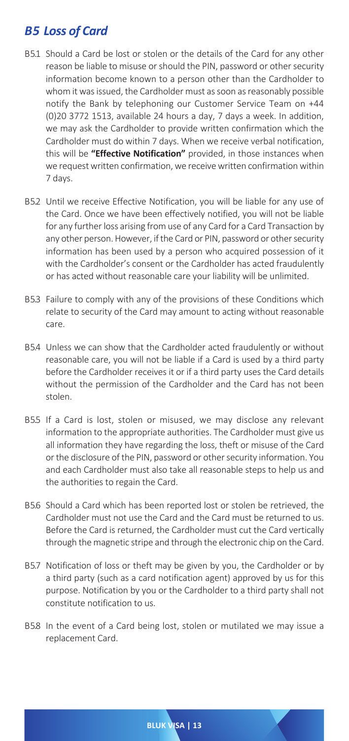## *B5 Loss of Card*

B5.1 Should a Card be lost or stolen or the details of the Card for any other reason be liable to misuse or should the PIN, password or other security information become known to a person other than the Cardholder to whom it was issued, the Cardholder must as soon as reasonably possible notify the Bank by telephoning our Customer Service Team on +44 (0)20 3772 1513, available 24 hours a day, 7 days a week. In addition, we may ask the Cardholder to provide written confirmation which the Cardholder must do within 7 days. When we receive verbal notification, this will be **"Effective Notification"** provided, in those instances when we request written confirmation, we receive written confirmation within 7 days.

B5.2 Until we receive Effective Notification, you will be liable for any use of the Card. Once we have been effectively notified, you will not be liable for any further loss arising from use of any Card for a Card Transaction by any other person. However, if the Card or PIN, password or other security information has been used by a person who acquired possession of it with the Cardholder's consent or the Cardholder has acted fraudulently or has acted without reasonable care your liability will be unlimited.

B5.3 Failure to comply with any of the provisions of these Conditions which relate to security of the Card may amount to acting without reasonable care.

B5.4 Unless we can show that the Cardholder acted fraudulently or without reasonable care, you will not be liable if a Card is used by a third party before the Cardholder receives it or if a third party uses the Card details without the permission of the Cardholder and the Card has not been stolen.

B5.5 If a Card is lost, stolen or misused, we may disclose any relevant information to the appropriate authorities. The Cardholder must give us all information they have regarding the loss, theft or misuse of the Card or the disclosure of the PIN, password or other security information. You and each Cardholder must also take all reasonable steps to help us and the authorities to regain the Card.

B5.6 Should a Card which has been reported lost or stolen be retrieved, the Cardholder must not use the Card and the Card must be returned to us. Before the Card is returned, the Cardholder must cut the Card vertically through the magnetic stripe and through the electronic chip on the Card.

B5.7 Notification of loss or theft may be given by you, the Cardholder or by a third party (such as a card notification agent) approved by us for this purpose. Notification by you or the Cardholder to a third party shall not constitute notification to us.

B5.8 In the event of a Card being lost, stolen or mutilated we may issue a replacement Card.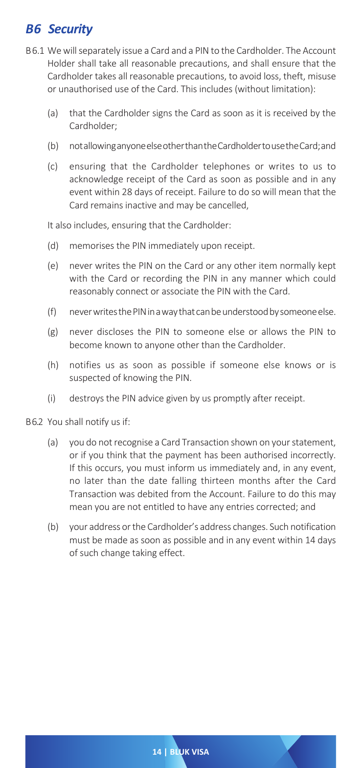## *B6 Security*

B6.1 We will separately issue a Card and a PIN to the Cardholder. The Account Holder shall take all reasonable precautions, and shall ensure that the Cardholder takes all reasonable precautions, to avoid loss, theft, misuse or unauthorised use of the Card. This includes (without limitation):

(a) that the Cardholder signs the Card as soon as it is received by the Cardholder;

(b) not allowing anyone else other than the Cardholder to use the Card; and

(c) ensuring that the Cardholder telephones or writes to us to acknowledge receipt of the Card as soon as possible and in any event within 28 days of receipt. Failure to do so will mean that the Card remains inactive and may be cancelled,

It also includes, ensuring that the Cardholder:

(d) memorises the PIN immediately upon receipt.

(e) never writes the PIN on the Card or any other item normally kept with the Card or recording the PIN in any manner which could reasonably connect or associate the PIN with the Card.

(f) never writes the PIN in a way that can be understood by someone else.

(g) never discloses the PIN to someone else or allows the PIN to become known to anyone other than the Cardholder.

(h) notifies us as soon as possible if someone else knows or is suspected of knowing the PIN.

(i) destroys the PIN advice given by us promptly after receipt.

B6.2 You shall notify us if:

(a) you do not recognise a Card Transaction shown on your statement, or if you think that the payment has been authorised incorrectly. If this occurs, you must inform us immediately and, in any event, no later than the date falling thirteen months after the Card Transaction was debited from the Account. Failure to do this may mean you are not entitled to have any entries corrected; and

(b) your address or the Cardholder's address changes. Such notification must be made as soon as possible and in any event within 14 days of such change taking effect.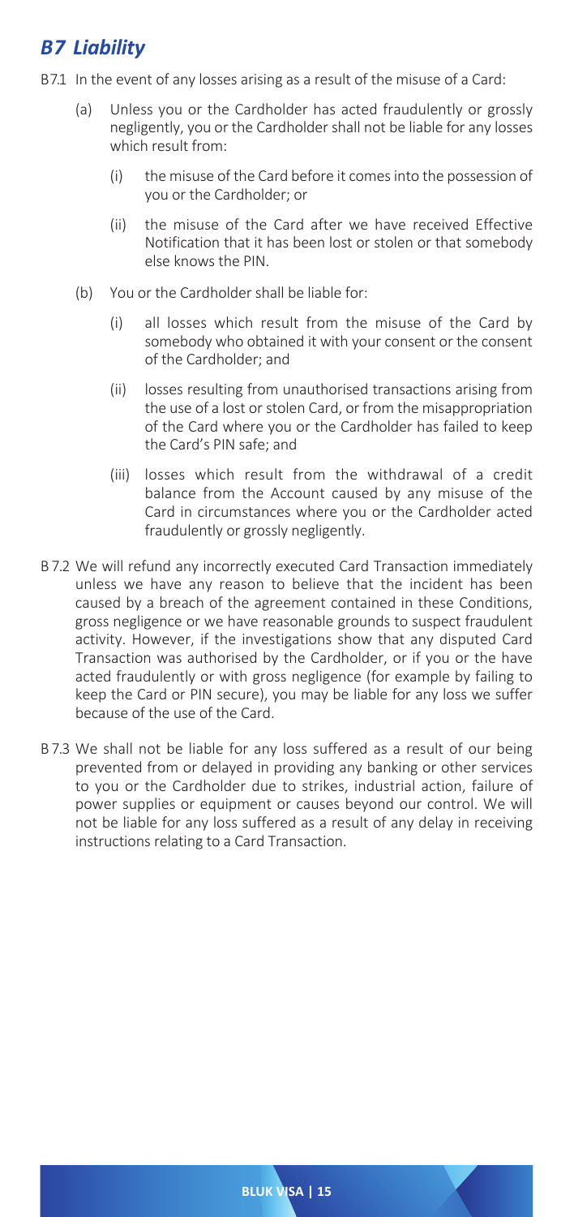## *B7 Liability*

B7.1 In the event of any losses arising as a result of the misuse of a Card:

(a) Unless you or the Cardholder has acted fraudulently or grossly negligently, you or the Cardholder shall not be liable for any losses which result from:

(i) the misuse of the Card before it comes into the possession of you or the Cardholder; or

(ii) the misuse of the Card after we have received Effective Notification that it has been lost or stolen or that somebody else knows the PIN.

(b) You or the Cardholder shall be liable for:

(i) all losses which result from the misuse of the Card by somebody who obtained it with your consent or the consent of the Cardholder; and

(ii) losses resulting from unauthorised transactions arising from the use of a lost or stolen Card, or from the misappropriation of the Card where you or the Cardholder has failed to keep the Card's PIN safe; and

(iii) losses which result from the withdrawal of a credit balance from the Account caused by any misuse of the Card in circumstances where you or the Cardholder acted fraudulently or grossly negligently.

B 7.2 We will refund any incorrectly executed Card Transaction immediately unless we have any reason to believe that the incident has been caused by a breach of the agreement contained in these Conditions, gross negligence or we have reasonable grounds to suspect fraudulent activity. However, if the investigations show that any disputed Card Transaction was authorised by the Cardholder, or if you or the have acted fraudulently or with gross negligence (for example by failing to keep the Card or PIN secure), you may be liable for any loss we suffer because of the use of the Card.

B 7.3 We shall not be liable for any loss suffered as a result of our being prevented from or delayed in providing any banking or other services to you or the Cardholder due to strikes, industrial action, failure of power supplies or equipment or causes beyond our control. We will not be liable for any loss suffered as a result of any delay in receiving instructions relating to a Card Transaction.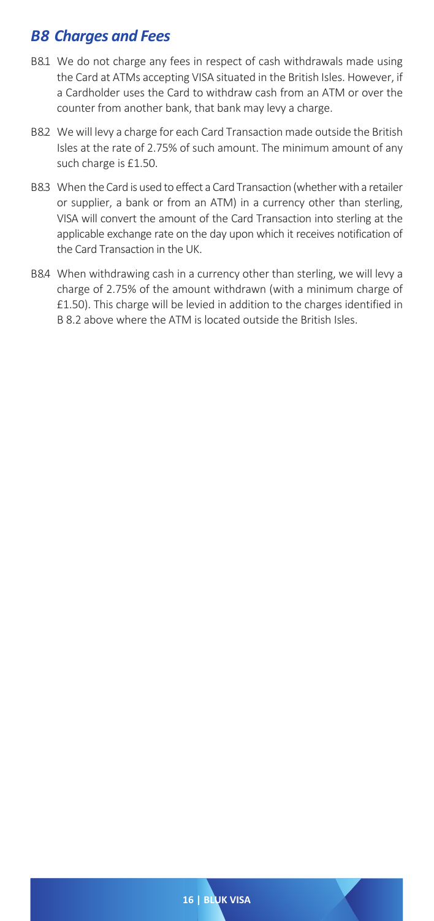## *B8 Charges and Fees*

B8.1 We do not charge any fees in respect of cash withdrawals made using the Card at ATMs accepting VISA situated in the British Isles. However, if a Cardholder uses the Card to withdraw cash from an ATM or over the counter from another bank, that bank may levy a charge.

B8.2 We will levy a charge for each Card Transaction made outside the British Isles at the rate of 2.75% of such amount. The minimum amount of any such charge is £1.50.

B8.3 When the Card is used to effect a Card Transaction (whether with a retailer or supplier, a bank or from an ATM) in a currency other than sterling, VISA will convert the amount of the Card Transaction into sterling at the applicable exchange rate on the day upon which it receives notification of the Card Transaction in the UK.

B8.4 When withdrawing cash in a currency other than sterling, we will levy a charge of 2.75% of the amount withdrawn (with a minimum charge of £1.50). This charge will be levied in addition to the charges identified in B 8.2 above where the ATM is located outside the British Isles.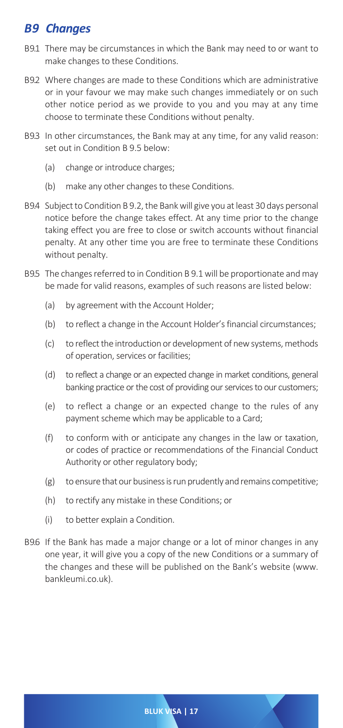## *B9 Changes*

B9.1 There may be circumstances in which the Bank may need to or want to make changes to these Conditions.

B9.2 Where changes are made to these Conditions which are administrative or in your favour we may make such changes immediately or on such other notice period as we provide to you and you may at any time choose to terminate these Conditions without penalty.

B9.3 In other circumstances, the Bank may at any time, for any valid reason: set out in Condition B 9.5 below:

- (a) change or introduce charges;
- (b) make any other changes to these Conditions.

B9.4 Subject to Condition B 9.2, the Bank will give you at least 30 days personal notice before the change takes effect. At any time prior to the change taking effect you are free to close or switch accounts without financial penalty. At any other time you are free to terminate these Conditions without penalty.

B9.5 The changes referred to in Condition B 9.1 will be proportionate and may be made for valid reasons, examples of such reasons are listed below:

- (a) by agreement with the Account Holder;
- (b) to reflect a change in the Account Holder's financial circumstances;
- (c) to reflect the introduction or development of new systems, methods of operation, services or facilities;
- (d) to reflect a change or an expected change in market conditions, general banking practice or the cost of providing our services to our customers;
- (e) to reflect a change or an expected change to the rules of any payment scheme which may be applicable to a Card;
- (f) to conform with or anticipate any changes in the law or taxation, or codes of practice or recommendations of the Financial Conduct Authority or other regulatory body;
- (g) to ensure that our business is run prudently and remains competitive;
- (h) to rectify any mistake in these Conditions; or
- (i) to better explain a Condition.

B9.6 If the Bank has made a major change or a lot of minor changes in any one year, it will give you a copy of the new Conditions or a summary of the changes and these will be published on the Bank's website (www.bankleumi.co.uk).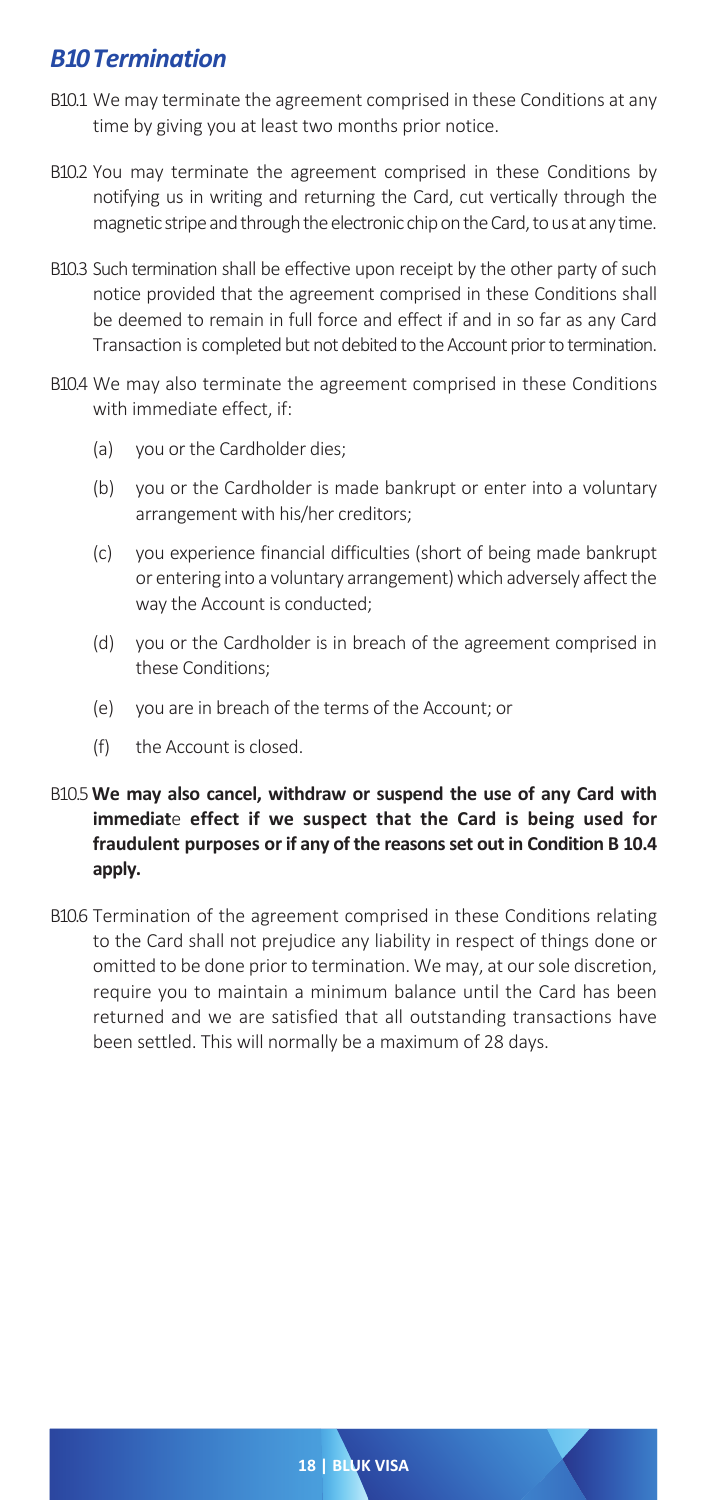## *B10 Termination*

B10.1 We may terminate the agreement comprised in these Conditions at any time by giving you at least two months prior notice.

B10.2 You may terminate the agreement comprised in these Conditions by notifying us in writing and returning the Card, cut vertically through the magnetic stripe and through the electronic chip on the Card, to us at any time.

B10.3 Such termination shall be effective upon receipt by the other party of such notice provided that the agreement comprised in these Conditions shall be deemed to remain in full force and effect if and in so far as any Card Transaction is completed but not debited to the Account prior to termination.

B10.4 We may also terminate the agreement comprised in these Conditions with immediate effect, if:

- (a) you or the Cardholder dies;
- (b) you or the Cardholder is made bankrupt or enter into a voluntary arrangement with his/her creditors;
- (c) you experience financial difficulties (short of being made bankrupt or entering into a voluntary arrangement) which adversely affect the way the Account is conducted;
- (d) you or the Cardholder is in breach of the agreement comprised in these Conditions;
- (e) you are in breach of the terms of the Account; or
- (f) the Account is closed.

B10.5 **We may also cancel, withdraw or suspend the use of any Card with immediate effect if we suspect that the Card is being used for fraudulent purposes or if any of the reasons set out in Condition B 10.4 apply.**

B10.6 Termination of the agreement comprised in these Conditions relating to the Card shall not prejudice any liability in respect of things done or omitted to be done prior to termination. We may, at our sole discretion, require you to maintain a minimum balance until the Card has been returned and we are satisfied that all outstanding transactions have been settled. This will normally be a maximum of 28 days.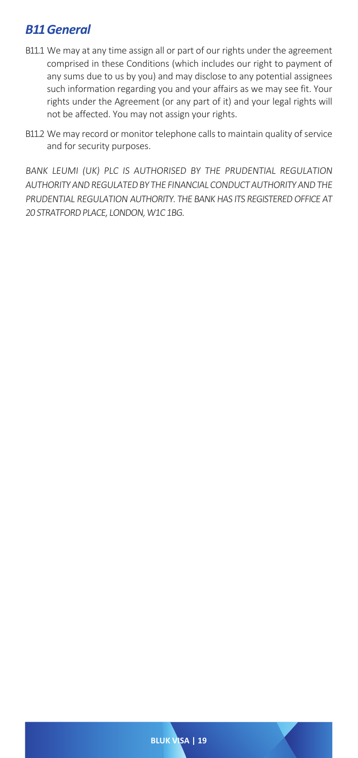## *B11 General*

B11.1 We may at any time assign all or part of our rights under the agreement comprised in these Conditions (which includes our right to payment of any sums due to us by you) and may disclose to any potential assignees such information regarding you and your affairs as we may see fit. Your rights under the Agreement (or any part of it) and your legal rights will not be affected. You may not assign your rights.

B11.2 We may record or monitor telephone calls to maintain quality of service and for security purposes.

*BANK LEUMI (UK) PLC IS AUTHORISED BY THE PRUDENTIAL REGULATION AUTHORITY AND REGULATED BY THE FINANCIAL CONDUCT AUTHORITY AND THE PRUDENTIAL REGULATION AUTHORITY. THE BANK HAS ITS REGISTERED OFFICE AT 20 STRATFORD PLACE, LONDON, W1C 1BG.*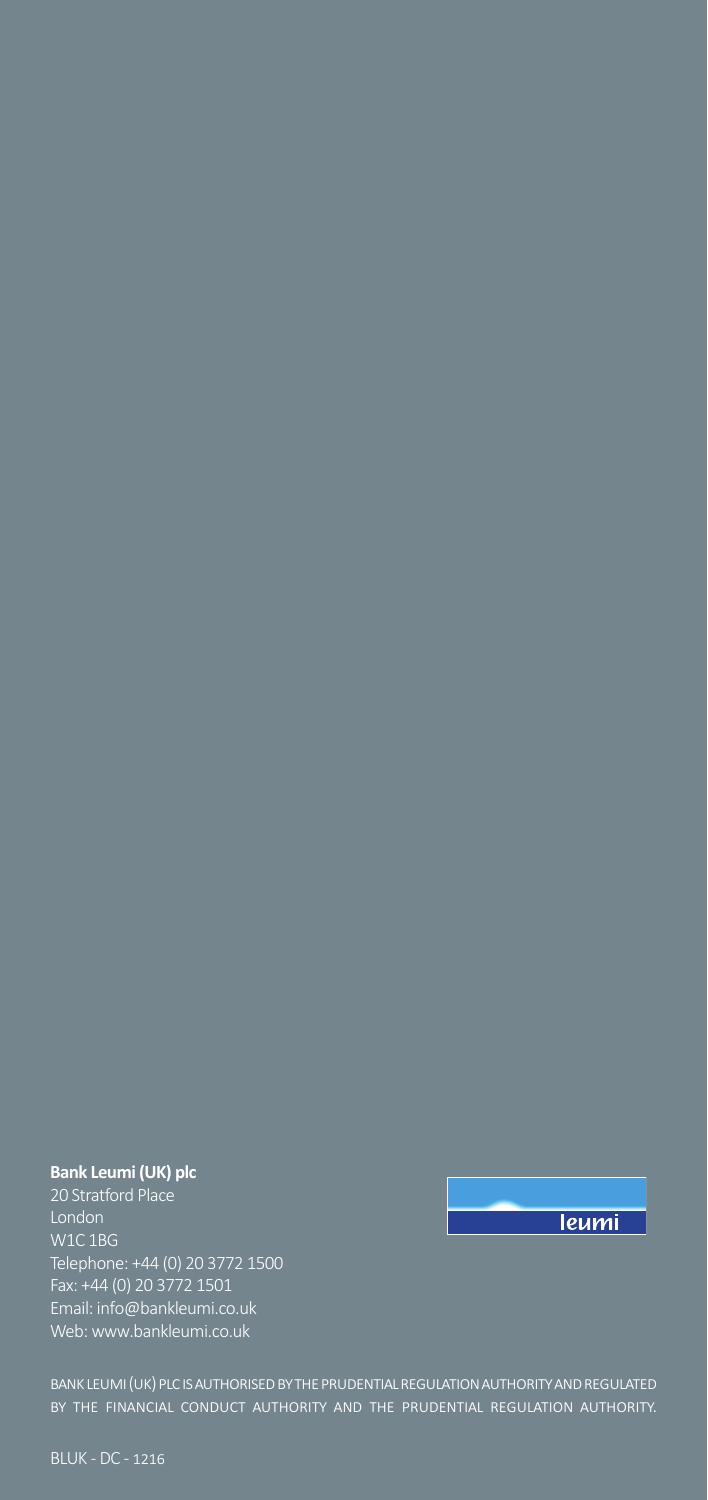**Bank Leumi (UK) plc**
20 Stratford Place
London
W1C 1BG
Telephone: +44 (0) 20 3772 1500
Fax: +44 (0) 20 3772 1501
Email: info@bankleumi.co.uk
Web: www.bankleumi.co.uk

leumi

BANK LEUMI (UK) PLC IS AUTHORISED BY THE PRUDENTIAL REGULATION AUTHORITY AND REGULATED BY THE FINANCIAL CONDUCT AUTHORITY AND THE PRUDENTIAL REGULATION AUTHORITY.

BLUK - DC - 1216